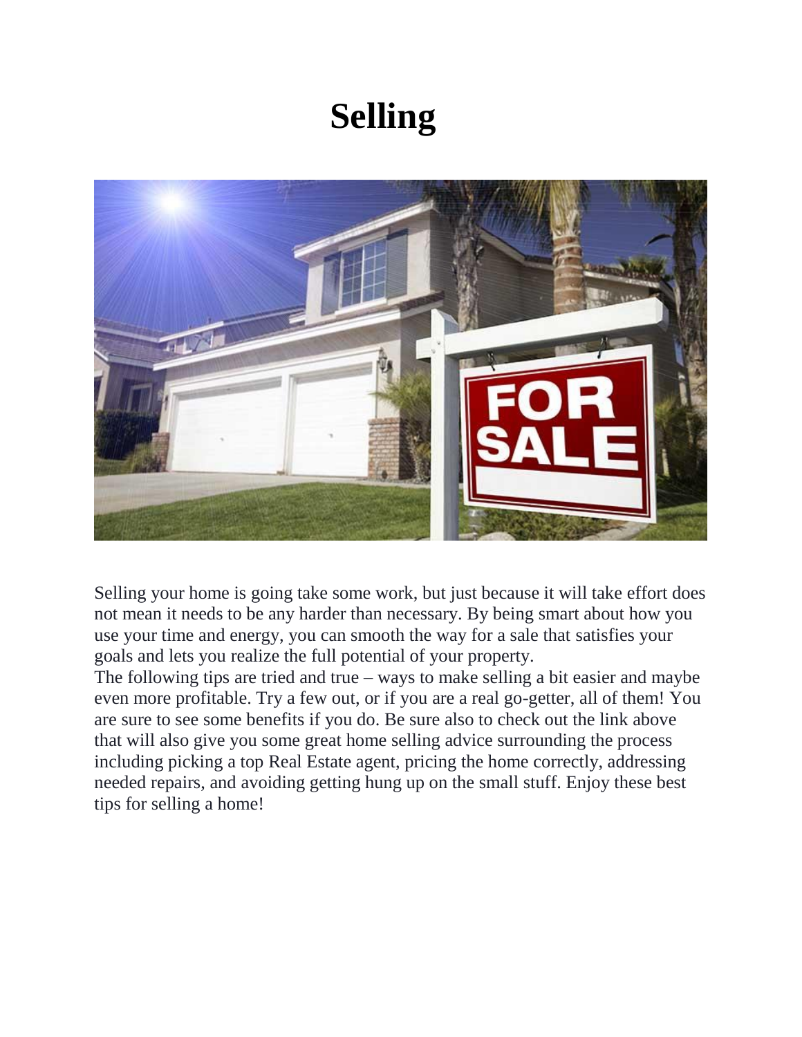# Selling

Selling your home is going take some work, but just because it will take effort does not mean it needs to be any harder than necessary. By being smart about how you use your time and energy, you can smooth the way for a sale that satisfies your goals and lets you realize the full potential of your property.

The following tips are tried and true – ways to make selling a bit easier and maybe even more profitable. Try a few out, or if you are a real go-getter, all of them! You are sure to see some benefits if you do. Be sure also to check out the link above that will also give you some great home selling advice surrounding the process including picking a top Real Estate agent, pricing the home correctly, addressing needed repairs, and avoiding getting hung up on the small stuff. Enjoy these best tips for selling a home!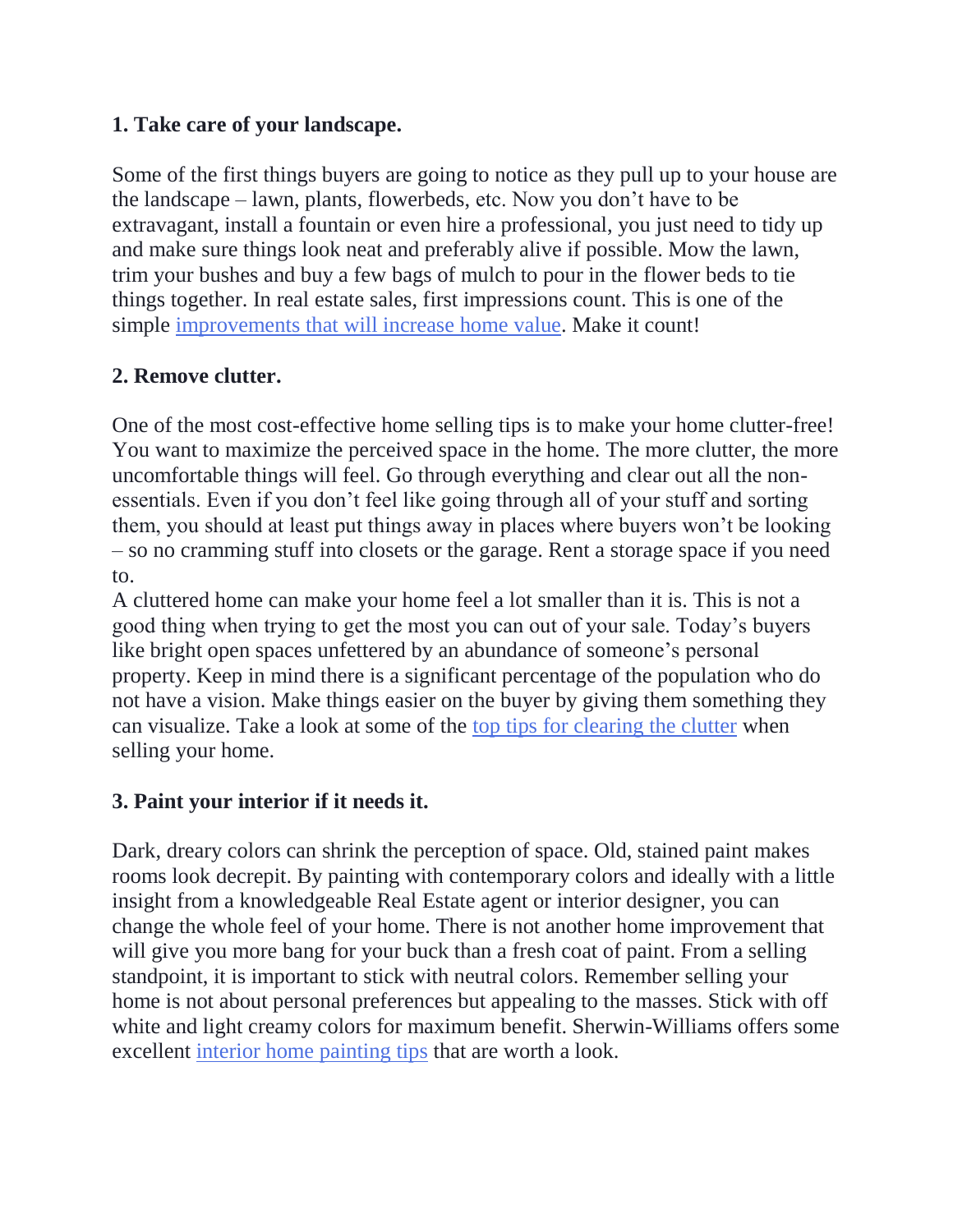**1. Take care of your landscape.**

Some of the first things buyers are going to notice as they pull up to your house are the landscape – lawn, plants, flowerbeds, etc. Now you don't have to be extravagant, install a fountain or even hire a professional, you just need to tidy up and make sure things look neat and preferably alive if possible. Mow the lawn, trim your bushes and buy a few bags of mulch to pour in the flower beds to tie things together. In real estate sales, first impressions count. This is one of the simple improvements that will increase home value. Make it count!

**2. Remove clutter.**

One of the most cost-effective home selling tips is to make your home clutter-free! You want to maximize the perceived space in the home. The more clutter, the more uncomfortable things will feel. Go through everything and clear out all the non-essentials. Even if you don't feel like going through all of your stuff and sorting them, you should at least put things away in places where buyers won't be looking – so no cramming stuff into closets or the garage. Rent a storage space if you need to.

A cluttered home can make your home feel a lot smaller than it is. This is not a good thing when trying to get the most you can out of your sale. Today's buyers like bright open spaces unfettered by an abundance of someone's personal property. Keep in mind there is a significant percentage of the population who do not have a vision. Make things easier on the buyer by giving them something they can visualize. Take a look at some of the top tips for clearing the clutter when selling your home.

**3. Paint your interior if it needs it.**

Dark, dreary colors can shrink the perception of space. Old, stained paint makes rooms look decrepit. By painting with contemporary colors and ideally with a little insight from a knowledgeable Real Estate agent or interior designer, you can change the whole feel of your home. There is not another home improvement that will give you more bang for your buck than a fresh coat of paint. From a selling standpoint, it is important to stick with neutral colors. Remember selling your home is not about personal preferences but appealing to the masses. Stick with off white and light creamy colors for maximum benefit. Sherwin-Williams offers some excellent interior home painting tips that are worth a look.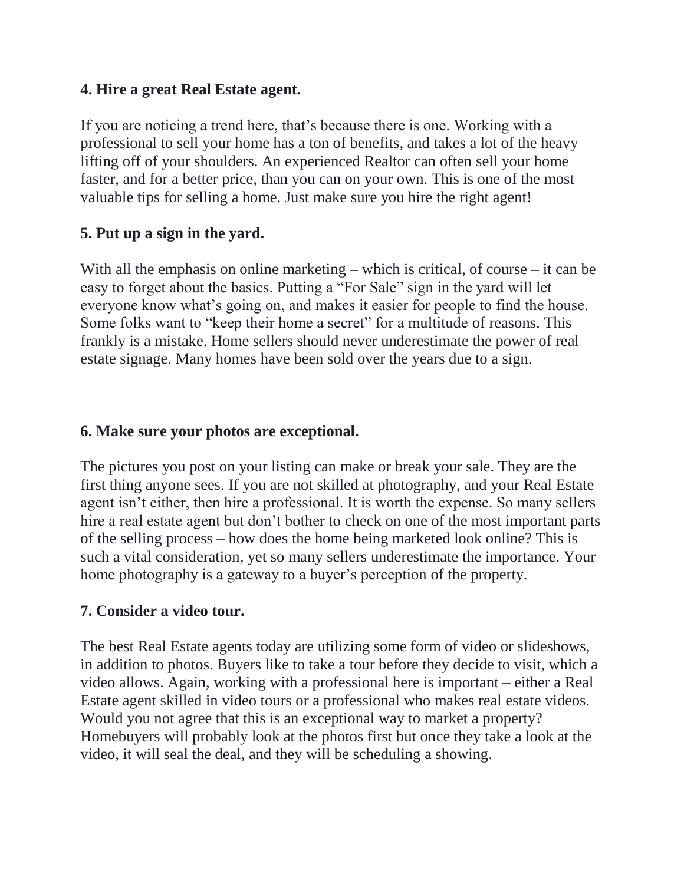**4. Hire a great Real Estate agent.**

If you are noticing a trend here, that's because there is one. Working with a professional to sell your home has a ton of benefits, and takes a lot of the heavy lifting off of your shoulders. An experienced Realtor can often sell your home faster, and for a better price, than you can on your own. This is one of the most valuable tips for selling a home. Just make sure you hire the right agent!

**5. Put up a sign in the yard.**

With all the emphasis on online marketing – which is critical, of course – it can be easy to forget about the basics. Putting a "For Sale" sign in the yard will let everyone know what's going on, and makes it easier for people to find the house. Some folks want to "keep their home a secret" for a multitude of reasons. This frankly is a mistake. Home sellers should never underestimate the power of real estate signage. Many homes have been sold over the years due to a sign.

**6. Make sure your photos are exceptional.**

The pictures you post on your listing can make or break your sale. They are the first thing anyone sees. If you are not skilled at photography, and your Real Estate agent isn't either, then hire a professional. It is worth the expense. So many sellers hire a real estate agent but don't bother to check on one of the most important parts of the selling process – how does the home being marketed look online? This is such a vital consideration, yet so many sellers underestimate the importance. Your home photography is a gateway to a buyer's perception of the property.

**7. Consider a video tour.**

The best Real Estate agents today are utilizing some form of video or slideshows, in addition to photos. Buyers like to take a tour before they decide to visit, which a video allows. Again, working with a professional here is important – either a Real Estate agent skilled in video tours or a professional who makes real estate videos. Would you not agree that this is an exceptional way to market a property? Homebuyers will probably look at the photos first but once they take a look at the video, it will seal the deal, and they will be scheduling a showing.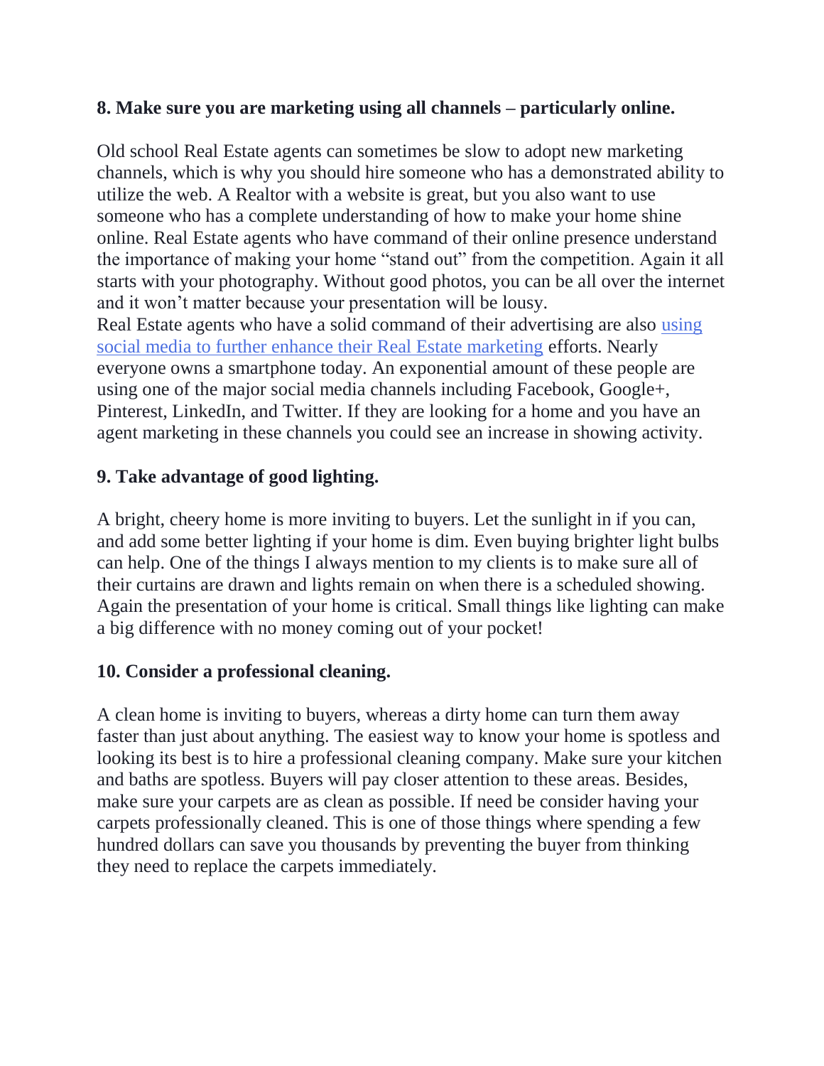**8. Make sure you are marketing using all channels – particularly online.**

Old school Real Estate agents can sometimes be slow to adopt new marketing channels, which is why you should hire someone who has a demonstrated ability to utilize the web. A Realtor with a website is great, but you also want to use someone who has a complete understanding of how to make your home shine online. Real Estate agents who have command of their online presence understand the importance of making your home "stand out" from the competition. Again it all starts with your photography. Without good photos, you can be all over the internet and it won't matter because your presentation will be lousy.
Real Estate agents who have a solid command of their advertising are also using social media to further enhance their Real Estate marketing efforts. Nearly everyone owns a smartphone today. An exponential amount of these people are using one of the major social media channels including Facebook, Google+, Pinterest, LinkedIn, and Twitter. If they are looking for a home and you have an agent marketing in these channels you could see an increase in showing activity.

**9. Take advantage of good lighting.**

A bright, cheery home is more inviting to buyers. Let the sunlight in if you can, and add some better lighting if your home is dim. Even buying brighter light bulbs can help. One of the things I always mention to my clients is to make sure all of their curtains are drawn and lights remain on when there is a scheduled showing. Again the presentation of your home is critical. Small things like lighting can make a big difference with no money coming out of your pocket!

**10. Consider a professional cleaning.**

A clean home is inviting to buyers, whereas a dirty home can turn them away faster than just about anything. The easiest way to know your home is spotless and looking its best is to hire a professional cleaning company. Make sure your kitchen and baths are spotless. Buyers will pay closer attention to these areas. Besides, make sure your carpets are as clean as possible. If need be consider having your carpets professionally cleaned. This is one of those things where spending a few hundred dollars can save you thousands by preventing the buyer from thinking they need to replace the carpets immediately.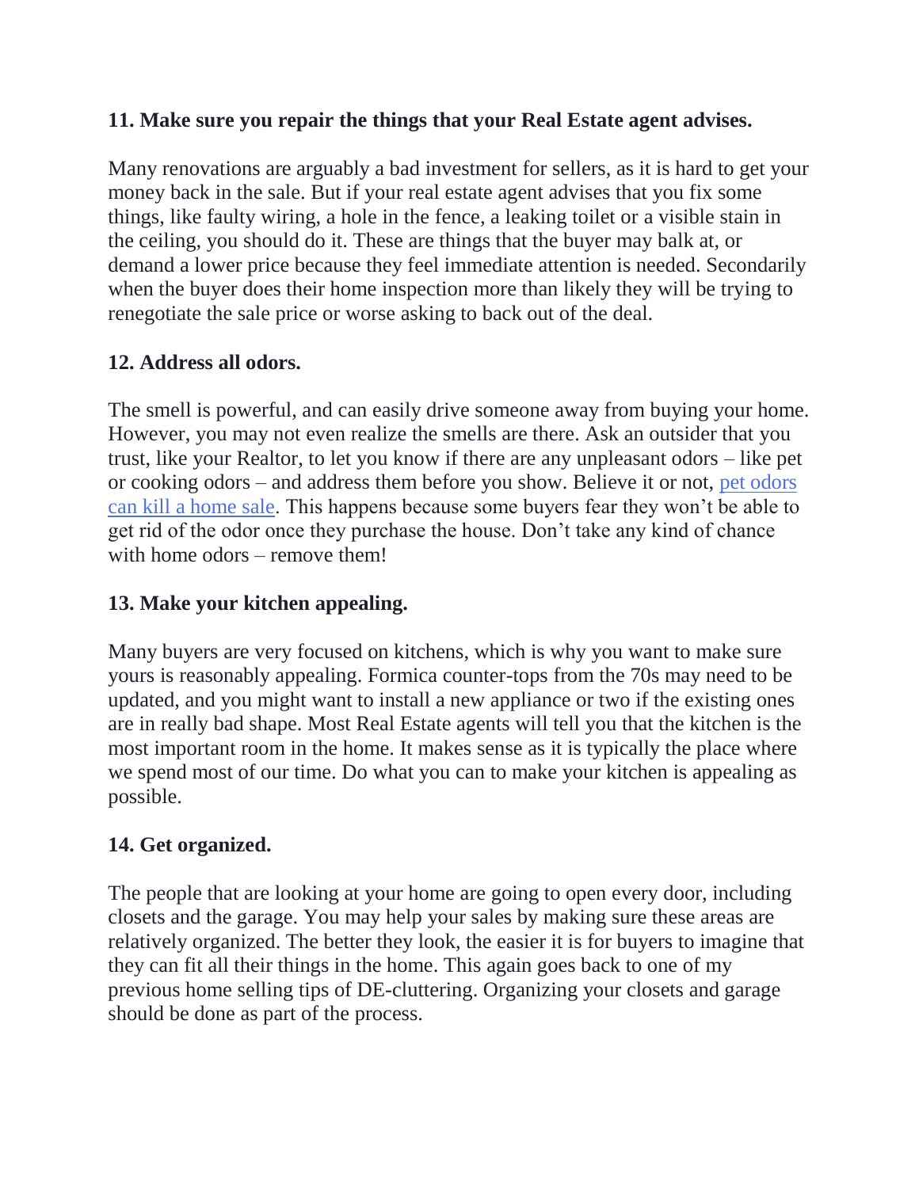**11. Make sure you repair the things that your Real Estate agent advises.**

Many renovations are arguably a bad investment for sellers, as it is hard to get your money back in the sale. But if your real estate agent advises that you fix some things, like faulty wiring, a hole in the fence, a leaking toilet or a visible stain in the ceiling, you should do it. These are things that the buyer may balk at, or demand a lower price because they feel immediate attention is needed. Secondarily when the buyer does their home inspection more than likely they will be trying to renegotiate the sale price or worse asking to back out of the deal.

**12. Address all odors.**

The smell is powerful, and can easily drive someone away from buying your home. However, you may not even realize the smells are there. Ask an outsider that you trust, like your Realtor, to let you know if there are any unpleasant odors – like pet or cooking odors – and address them before you show. Believe it or not, pet odors can kill a home sale. This happens because some buyers fear they won't be able to get rid of the odor once they purchase the house. Don't take any kind of chance with home odors – remove them!

**13. Make your kitchen appealing.**

Many buyers are very focused on kitchens, which is why you want to make sure yours is reasonably appealing. Formica counter-tops from the 70s may need to be updated, and you might want to install a new appliance or two if the existing ones are in really bad shape. Most Real Estate agents will tell you that the kitchen is the most important room in the home. It makes sense as it is typically the place where we spend most of our time. Do what you can to make your kitchen is appealing as possible.

**14. Get organized.**

The people that are looking at your home are going to open every door, including closets and the garage. You may help your sales by making sure these areas are relatively organized. The better they look, the easier it is for buyers to imagine that they can fit all their things in the home. This again goes back to one of my previous home selling tips of DE-cluttering. Organizing your closets and garage should be done as part of the process.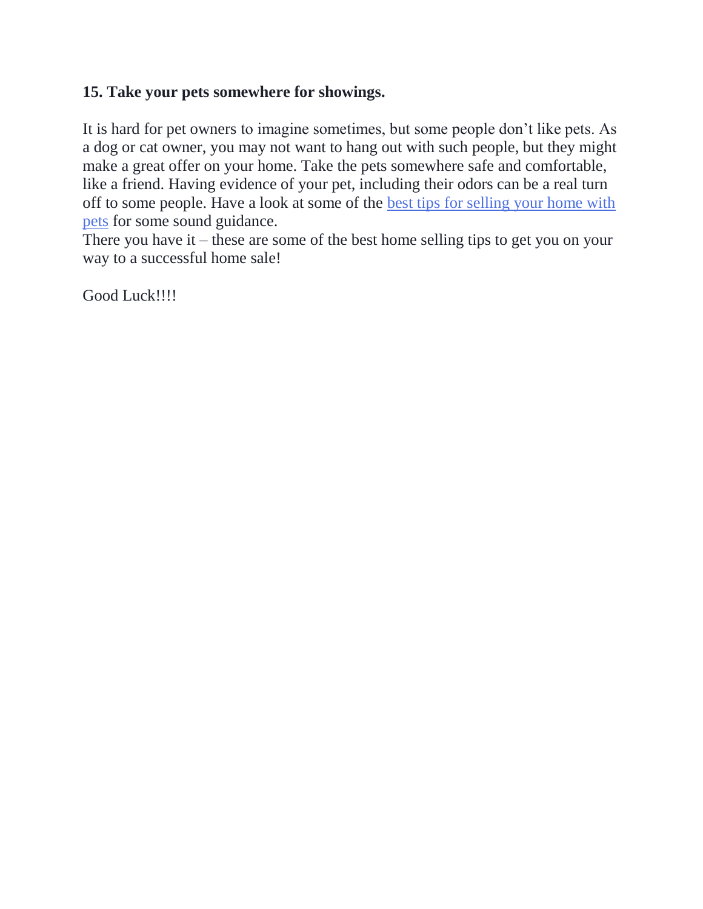**15. Take your pets somewhere for showings.**

It is hard for pet owners to imagine sometimes, but some people don't like pets. As a dog or cat owner, you may not want to hang out with such people, but they might make a great offer on your home. Take the pets somewhere safe and comfortable, like a friend. Having evidence of your pet, including their odors can be a real turn off to some people. Have a look at some of the best tips for selling your home with pets for some sound guidance.
There you have it – these are some of the best home selling tips to get you on your way to a successful home sale!

Good Luck!!!!